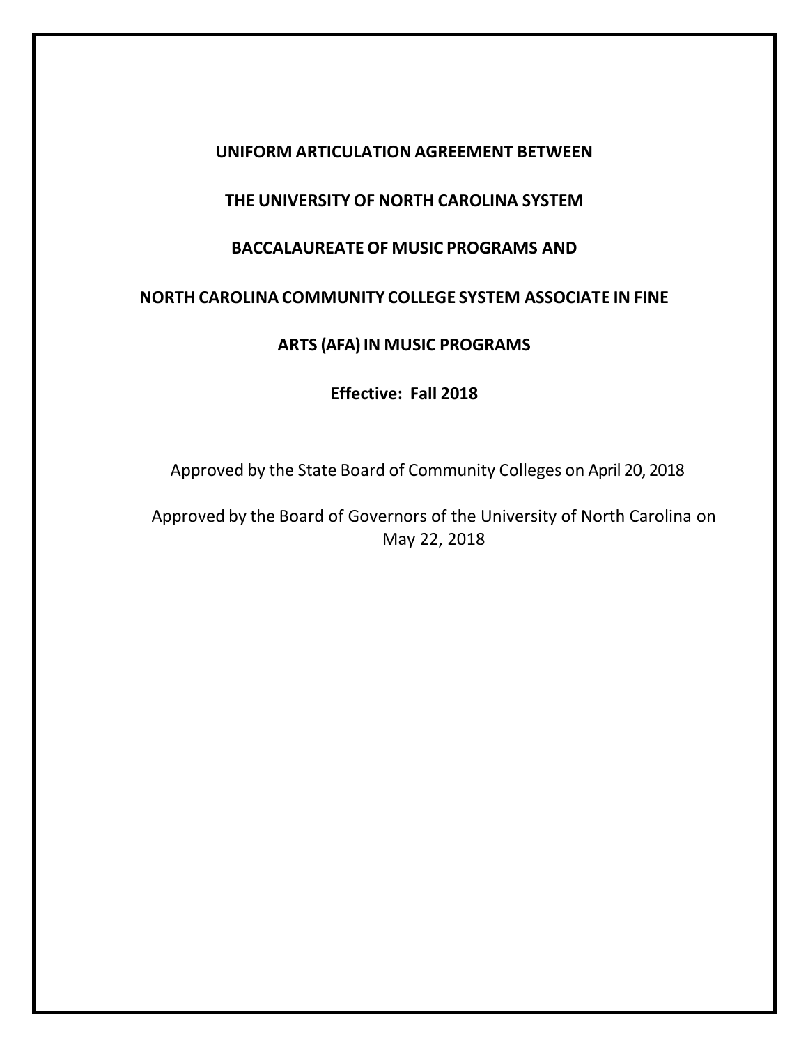# UNIFORM ARTICULATION AGREEMENT BETWEEN

# THE UNIVERSITY OF NORTH CAROLINA SYSTEM

# BACCALAUREATE OF MUSIC PROGRAMS AND

# NORTH CAROLINA COMMUNITY COLLEGE SYSTEM ASSOCIATE IN FINE ARTS (AFA) IN MUSIC PROGRAMS

**Effective: Fall 2018**

Approved by the State Board of Community Colleges on April 20, 2018

Approved by the Board of Governors of the University of North Carolina on May 22, 2018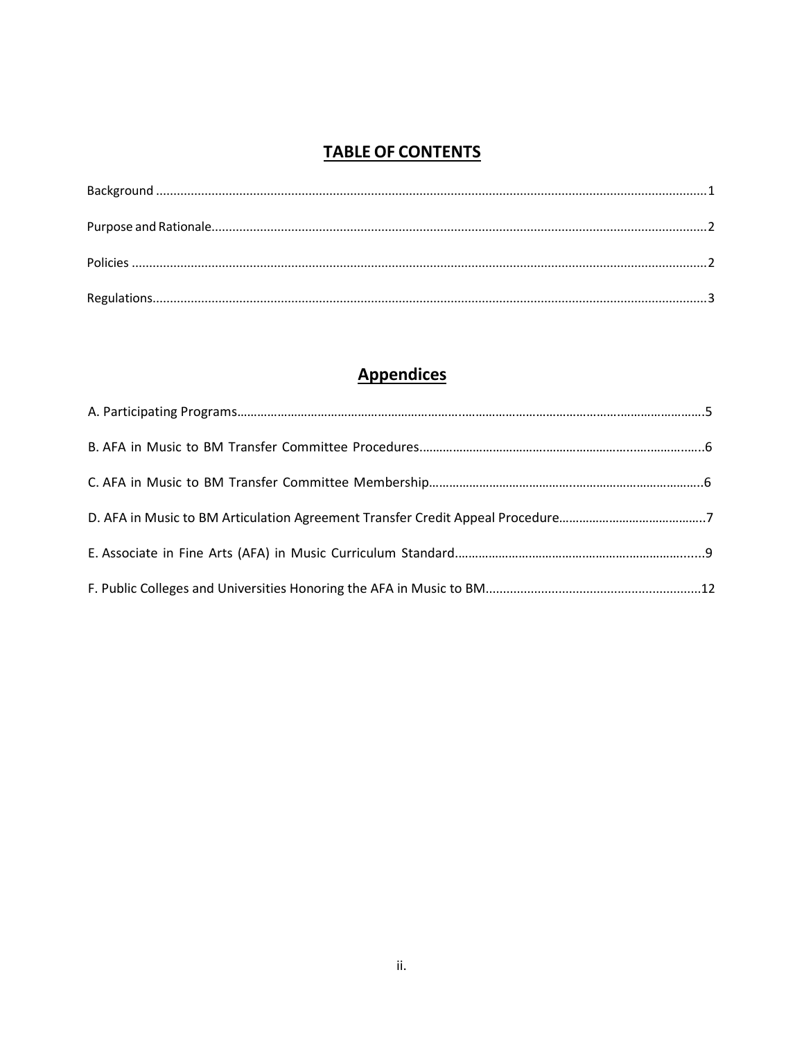# TABLE OF CONTENTS

Background ....................................................................................................................................................1

Purpose and Rationale....................................................................................................................................2

Policies ..........................................................................................................................................................2

Regulations....................................................................................................................................................3

# Appendices

A. Participating Programs.........................................................................................................................5

B. AFA in Music to BM Transfer Committee Procedures..........................................................................6

C. AFA in Music to BM Transfer Committee Membership.......................................................................6

D. AFA in Music to BM Articulation Agreement Transfer Credit Appeal Procedure...................................7

E. Associate in Fine Arts (AFA) in Music Curriculum Standard.................................................................9

F. Public Colleges and Universities Honoring the AFA in Music to BM.....................................................12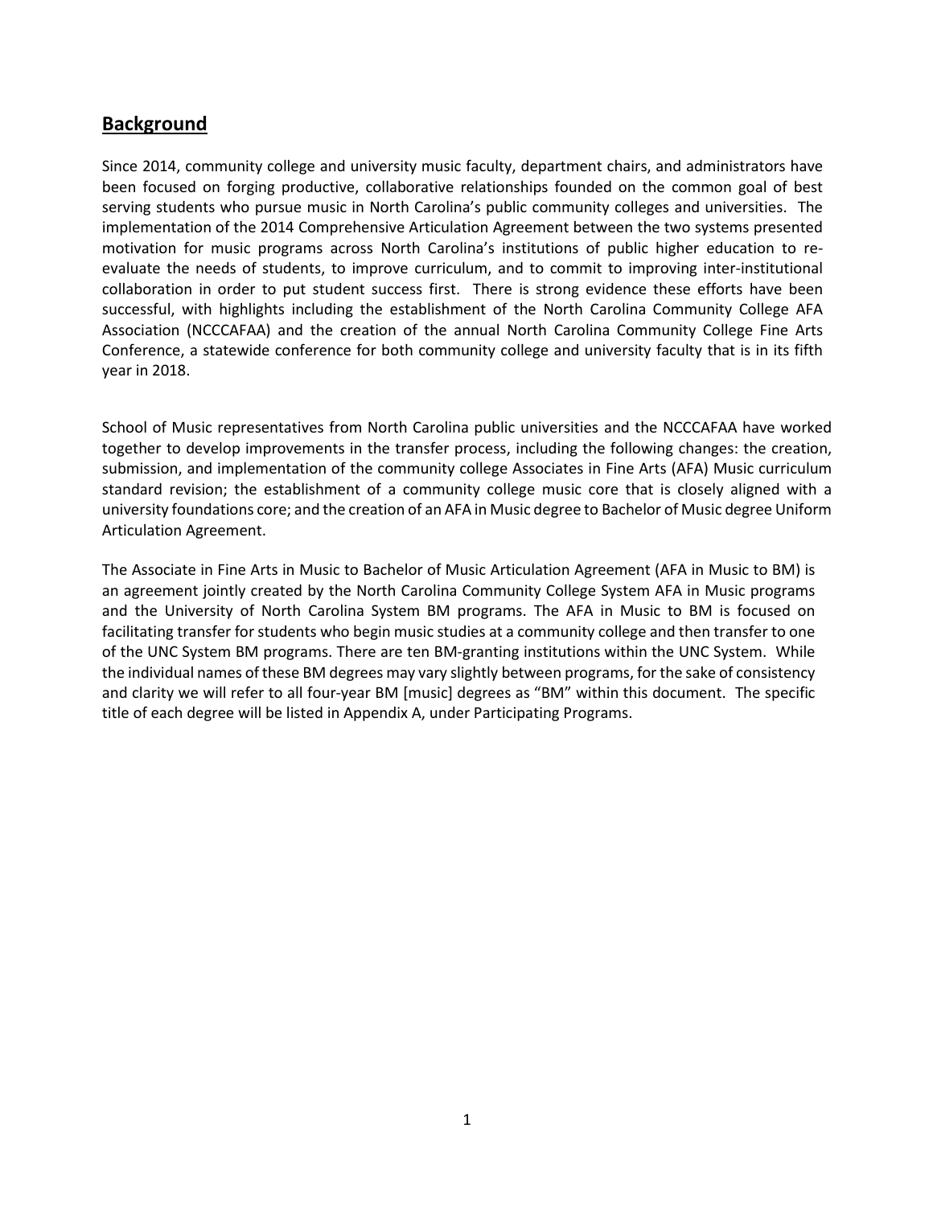## Background

Since 2014, community college and university music faculty, department chairs, and administrators have been focused on forging productive, collaborative relationships founded on the common goal of best serving students who pursue music in North Carolina's public community colleges and universities. The implementation of the 2014 Comprehensive Articulation Agreement between the two systems presented motivation for music programs across North Carolina's institutions of public higher education to re-evaluate the needs of students, to improve curriculum, and to commit to improving inter-institutional collaboration in order to put student success first. There is strong evidence these efforts have been successful, with highlights including the establishment of the North Carolina Community College AFA Association (NCCCAFAA) and the creation of the annual North Carolina Community College Fine Arts Conference, a statewide conference for both community college and university faculty that is in its fifth year in 2018.

School of Music representatives from North Carolina public universities and the NCCCAFAA have worked together to develop improvements in the transfer process, including the following changes: the creation, submission, and implementation of the community college Associates in Fine Arts (AFA) Music curriculum standard revision; the establishment of a community college music core that is closely aligned with a university foundations core; and the creation of an AFA in Music degree to Bachelor of Music degree Uniform Articulation Agreement.

The Associate in Fine Arts in Music to Bachelor of Music Articulation Agreement (AFA in Music to BM) is an agreement jointly created by the North Carolina Community College System AFA in Music programs and the University of North Carolina System BM programs. The AFA in Music to BM is focused on facilitating transfer for students who begin music studies at a community college and then transfer to one of the UNC System BM programs. There are ten BM-granting institutions within the UNC System. While the individual names of these BM degrees may vary slightly between programs, for the sake of consistency and clarity we will refer to all four-year BM [music] degrees as "BM" within this document. The specific title of each degree will be listed in Appendix A, under Participating Programs.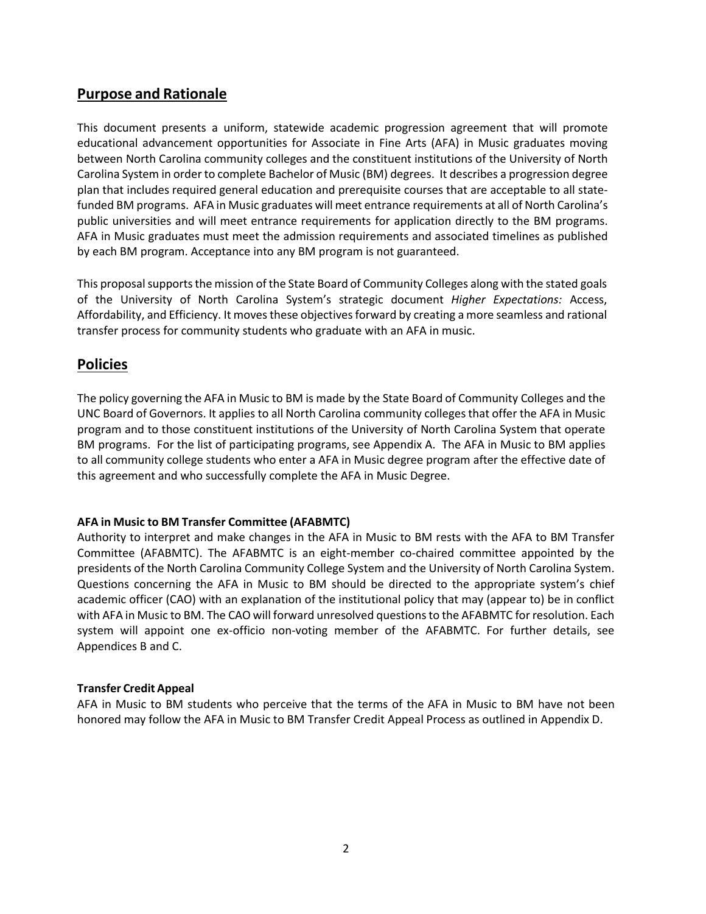## Purpose and Rationale

This document presents a uniform, statewide academic progression agreement that will promote educational advancement opportunities for Associate in Fine Arts (AFA) in Music graduates moving between North Carolina community colleges and the constituent institutions of the University of North Carolina System in order to complete Bachelor of Music (BM) degrees. It describes a progression degree plan that includes required general education and prerequisite courses that are acceptable to all state-funded BM programs. AFA in Music graduates will meet entrance requirements at all of North Carolina's public universities and will meet entrance requirements for application directly to the BM programs. AFA in Music graduates must meet the admission requirements and associated timelines as published by each BM program. Acceptance into any BM program is not guaranteed.

This proposal supports the mission of the State Board of Community Colleges along with the stated goals of the University of North Carolina System's strategic document *Higher Expectations:* Access, Affordability, and Efficiency. It moves these objectives forward by creating a more seamless and rational transfer process for community students who graduate with an AFA in music.

## Policies

The policy governing the AFA in Music to BM is made by the State Board of Community Colleges and the UNC Board of Governors. It applies to all North Carolina community colleges that offer the AFA in Music program and to those constituent institutions of the University of North Carolina System that operate BM programs. For the list of participating programs, see Appendix A. The AFA in Music to BM applies to all community college students who enter a AFA in Music degree program after the effective date of this agreement and who successfully complete the AFA in Music Degree.

**AFA in Music to BM Transfer Committee (AFABMTC)**

Authority to interpret and make changes in the AFA in Music to BM rests with the AFA to BM Transfer Committee (AFABMTC). The AFABMTC is an eight-member co-chaired committee appointed by the presidents of the North Carolina Community College System and the University of North Carolina System. Questions concerning the AFA in Music to BM should be directed to the appropriate system's chief academic officer (CAO) with an explanation of the institutional policy that may (appear to) be in conflict with AFA in Music to BM. The CAO will forward unresolved questions to the AFABMTC for resolution. Each system will appoint one ex-officio non-voting member of the AFABMTC. For further details, see Appendices B and C.

**Transfer Credit Appeal**

AFA in Music to BM students who perceive that the terms of the AFA in Music to BM have not been honored may follow the AFA in Music to BM Transfer Credit Appeal Process as outlined in Appendix D.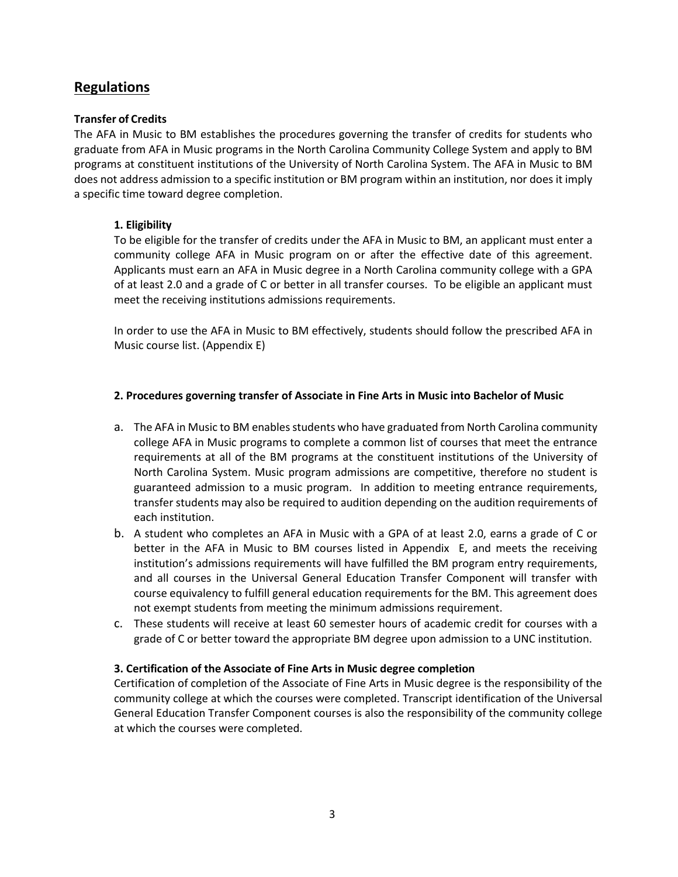## Regulations

**Transfer of Credits**

The AFA in Music to BM establishes the procedures governing the transfer of credits for students who graduate from AFA in Music programs in the North Carolina Community College System and apply to BM programs at constituent institutions of the University of North Carolina System. The AFA in Music to BM does not address admission to a specific institution or BM program within an institution, nor does it imply a specific time toward degree completion.

**1. Eligibility**

To be eligible for the transfer of credits under the AFA in Music to BM, an applicant must enter a community college AFA in Music program on or after the effective date of this agreement. Applicants must earn an AFA in Music degree in a North Carolina community college with a GPA of at least 2.0 and a grade of C or better in all transfer courses. To be eligible an applicant must meet the receiving institutions admissions requirements.

In order to use the AFA in Music to BM effectively, students should follow the prescribed AFA in Music course list. (Appendix E)

**2. Procedures governing transfer of Associate in Fine Arts in Music into Bachelor of Music**

a. The AFA in Music to BM enables students who have graduated from North Carolina community college AFA in Music programs to complete a common list of courses that meet the entrance requirements at all of the BM programs at the constituent institutions of the University of North Carolina System. Music program admissions are competitive, therefore no student is guaranteed admission to a music program. In addition to meeting entrance requirements, transfer students may also be required to audition depending on the audition requirements of each institution.

b. A student who completes an AFA in Music with a GPA of at least 2.0, earns a grade of C or better in the AFA in Music to BM courses listed in Appendix E, and meets the receiving institution's admissions requirements will have fulfilled the BM program entry requirements, and all courses in the Universal General Education Transfer Component will transfer with course equivalency to fulfill general education requirements for the BM. This agreement does not exempt students from meeting the minimum admissions requirement.

c. These students will receive at least 60 semester hours of academic credit for courses with a grade of C or better toward the appropriate BM degree upon admission to a UNC institution.

**3. Certification of the Associate of Fine Arts in Music degree completion**

Certification of completion of the Associate of Fine Arts in Music degree is the responsibility of the community college at which the courses were completed. Transcript identification of the Universal General Education Transfer Component courses is also the responsibility of the community college at which the courses were completed.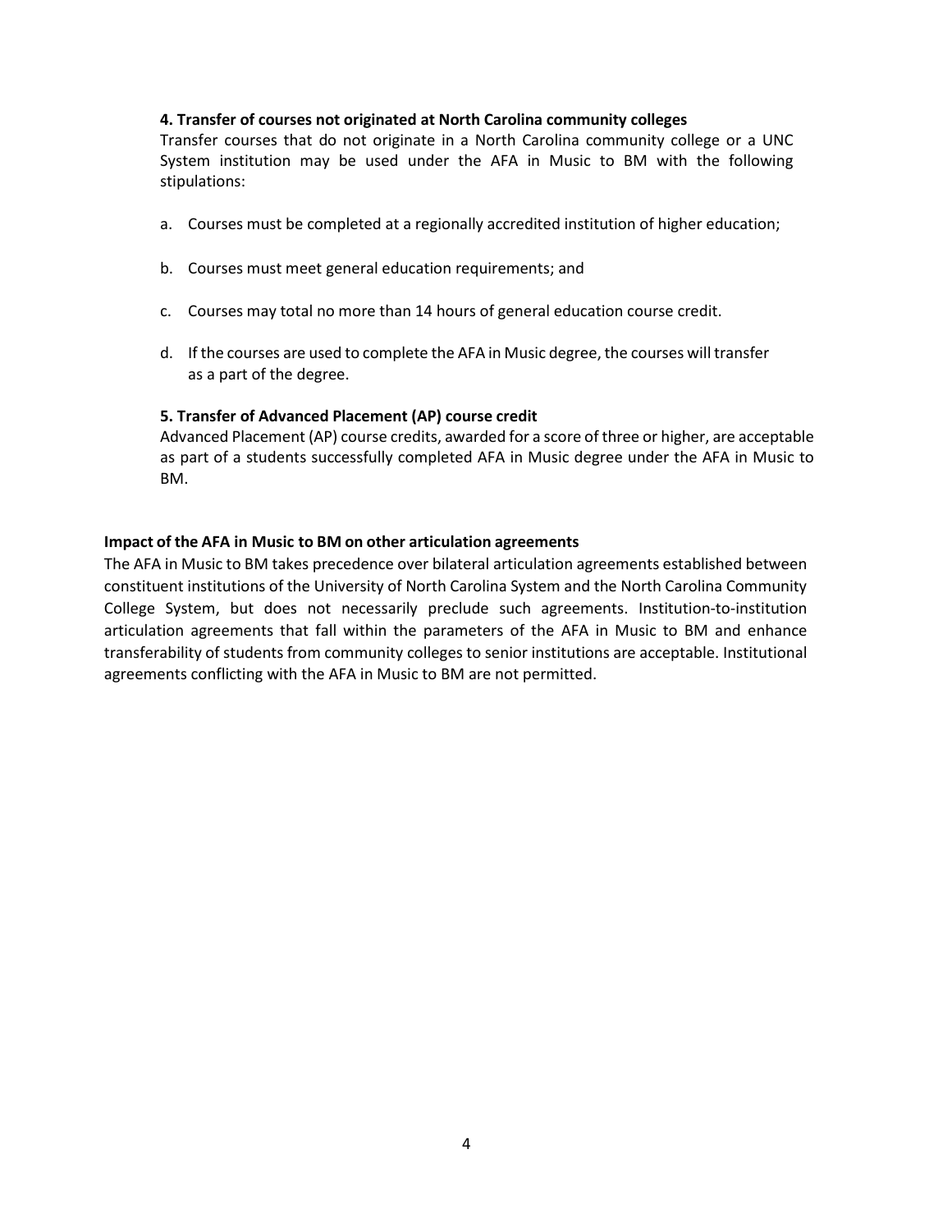**4. Transfer of courses not originated at North Carolina community colleges**

Transfer courses that do not originate in a North Carolina community college or a UNC System institution may be used under the AFA in Music to BM with the following stipulations:

a. Courses must be completed at a regionally accredited institution of higher education;

b. Courses must meet general education requirements; and

c. Courses may total no more than 14 hours of general education course credit.

d. If the courses are used to complete the AFA in Music degree, the courses will transfer as a part of the degree.

**5. Transfer of Advanced Placement (AP) course credit**

Advanced Placement (AP) course credits, awarded for a score of three or higher, are acceptable as part of a students successfully completed AFA in Music degree under the AFA in Music to BM.

**Impact of the AFA in Music to BM on other articulation agreements**

The AFA in Music to BM takes precedence over bilateral articulation agreements established between constituent institutions of the University of North Carolina System and the North Carolina Community College System, but does not necessarily preclude such agreements. Institution-to-institution articulation agreements that fall within the parameters of the AFA in Music to BM and enhance transferability of students from community colleges to senior institutions are acceptable. Institutional agreements conflicting with the AFA in Music to BM are not permitted.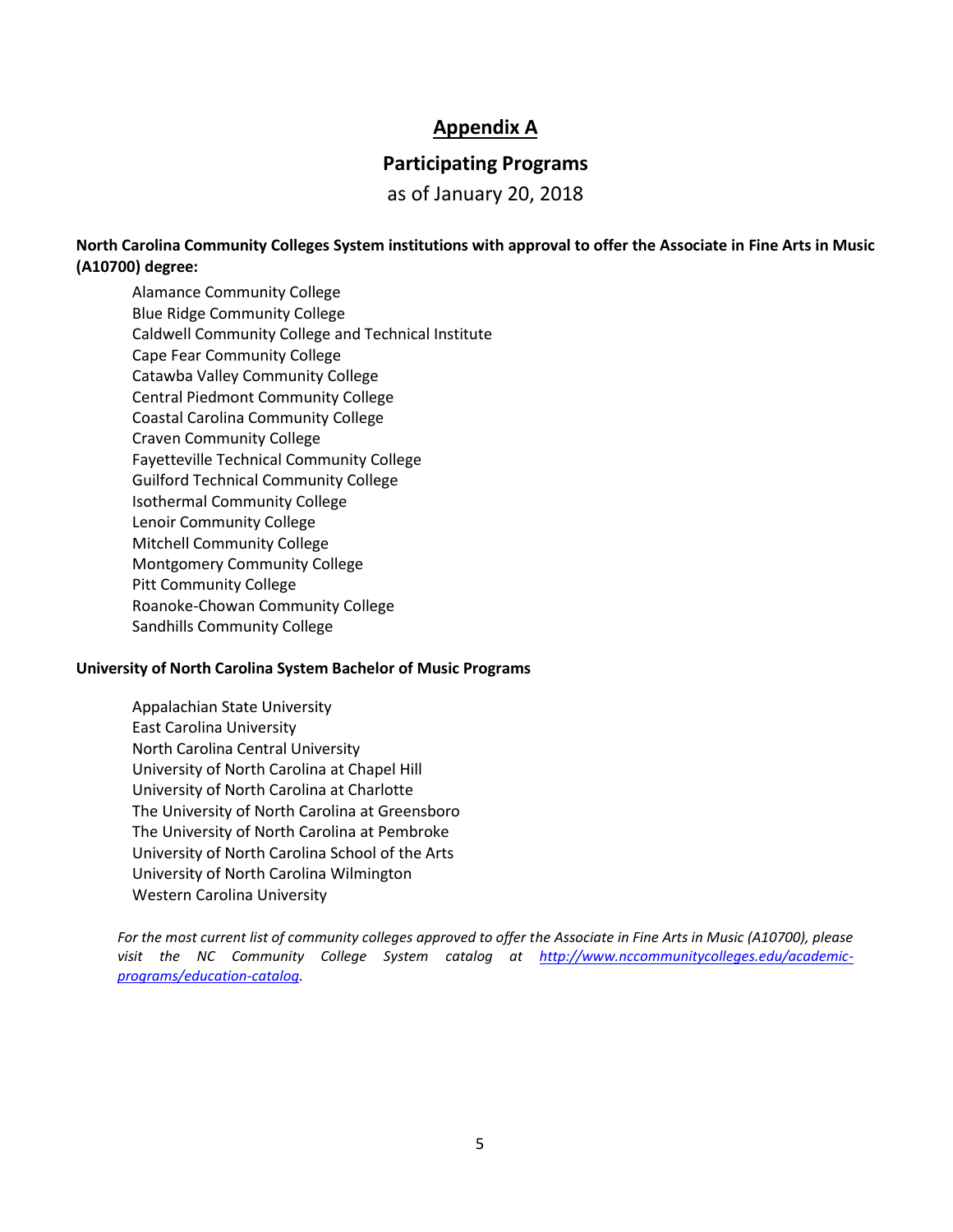# Appendix A

## Participating Programs

as of January 20, 2018

**North Carolina Community Colleges System institutions with approval to offer the Associate in Fine Arts in Music (A10700) degree:**

- Alamance Community College
- Blue Ridge Community College
- Caldwell Community College and Technical Institute
- Cape Fear Community College
- Catawba Valley Community College
- Central Piedmont Community College
- Coastal Carolina Community College
- Craven Community College
- Fayetteville Technical Community College
- Guilford Technical Community College
- Isothermal Community College
- Lenoir Community College
- Mitchell Community College
- Montgomery Community College
- Pitt Community College
- Roanoke-Chowan Community College
- Sandhills Community College

**University of North Carolina System Bachelor of Music Programs**

- Appalachian State University
- East Carolina University
- North Carolina Central University
- University of North Carolina at Chapel Hill
- University of North Carolina at Charlotte
- The University of North Carolina at Greensboro
- The University of North Carolina at Pembroke
- University of North Carolina School of the Arts
- University of North Carolina Wilmington
- Western Carolina University

*For the most current list of community colleges approved to offer the Associate in Fine Arts in Music (A10700), please visit the NC Community College System catalog at [http://www.nccommunitycolleges.edu/academic-programs/education-catalog](http://www.nccommunitycolleges.edu/academic-programs/education-catalog).*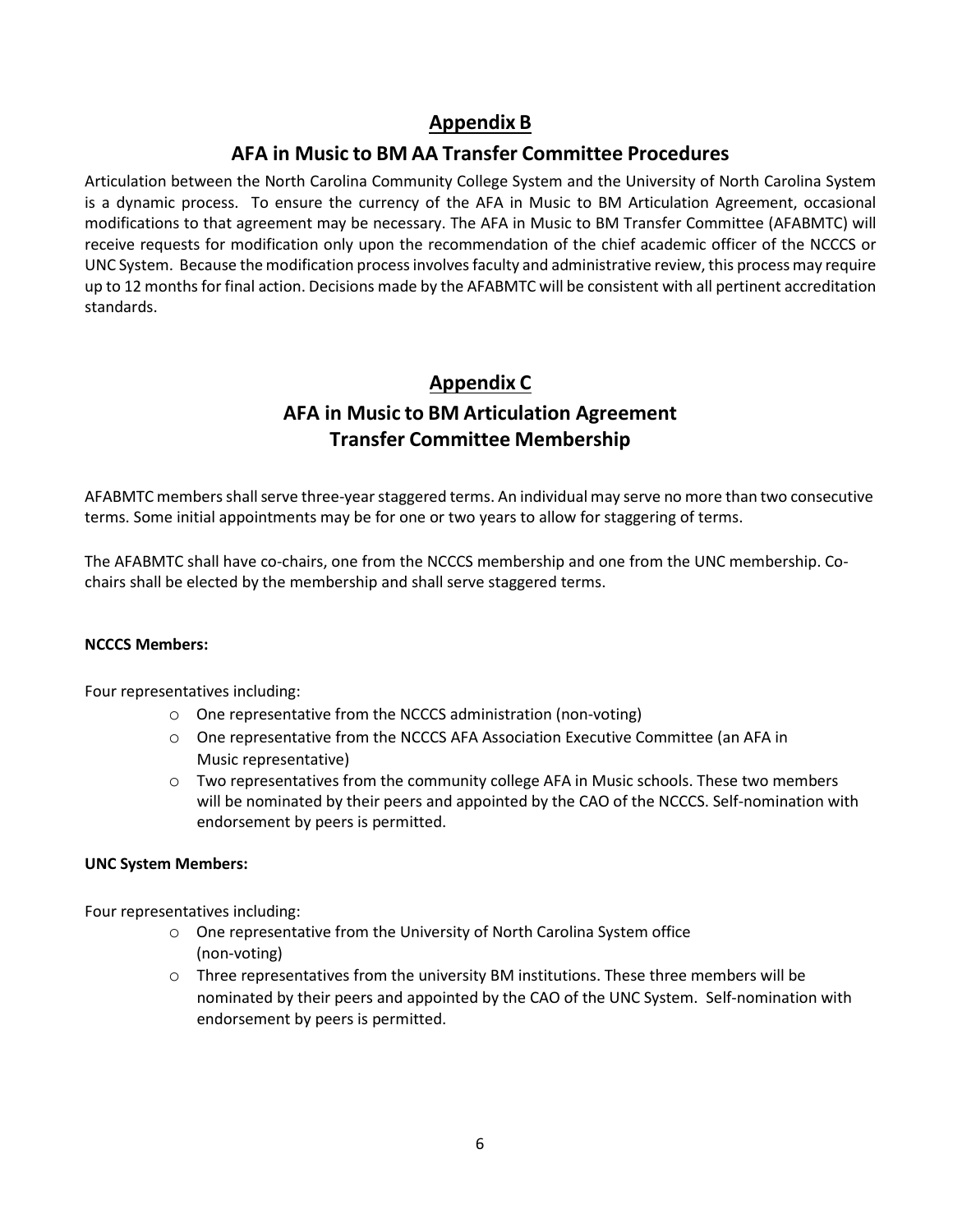## Appendix B

## AFA in Music to BM AA Transfer Committee Procedures

Articulation between the North Carolina Community College System and the University of North Carolina System is a dynamic process. To ensure the currency of the AFA in Music to BM Articulation Agreement, occasional modifications to that agreement may be necessary. The AFA in Music to BM Transfer Committee (AFABMTC) will receive requests for modification only upon the recommendation of the chief academic officer of the NCCCS or UNC System. Because the modification process involves faculty and administrative review, this process may require up to 12 months for final action. Decisions made by the AFABMTC will be consistent with all pertinent accreditation standards.

## Appendix C

## AFA in Music to BM Articulation Agreement Transfer Committee Membership

AFABMTC members shall serve three-year staggered terms. An individual may serve no more than two consecutive terms. Some initial appointments may be for one or two years to allow for staggering of terms.

The AFABMTC shall have co-chairs, one from the NCCCS membership and one from the UNC membership. Co-chairs shall be elected by the membership and shall serve staggered terms.

**NCCCS Members:**

Four representatives including:

- One representative from the NCCCS administration (non-voting)
- One representative from the NCCCS AFA Association Executive Committee (an AFA in Music representative)
- Two representatives from the community college AFA in Music schools. These two members will be nominated by their peers and appointed by the CAO of the NCCCS. Self-nomination with endorsement by peers is permitted.

**UNC System Members:**

Four representatives including:

- One representative from the University of North Carolina System office (non-voting)
- Three representatives from the university BM institutions. These three members will be nominated by their peers and appointed by the CAO of the UNC System. Self-nomination with endorsement by peers is permitted.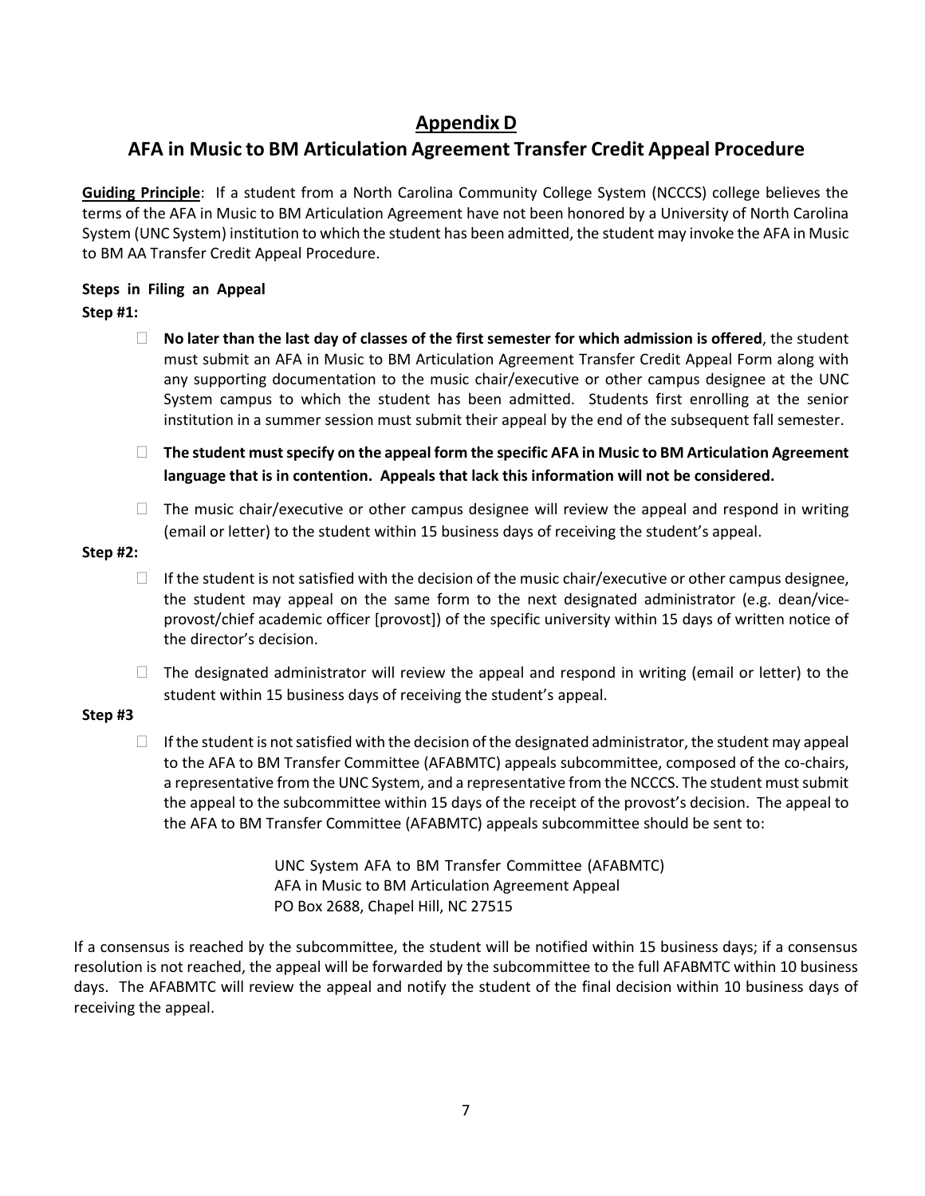# Appendix D

## AFA in Music to BM Articulation Agreement Transfer Credit Appeal Procedure

**Guiding Principle**: If a student from a North Carolina Community College System (NCCCS) college believes the terms of the AFA in Music to BM Articulation Agreement have not been honored by a University of North Carolina System (UNC System) institution to which the student has been admitted, the student may invoke the AFA in Music to BM AA Transfer Credit Appeal Procedure.

**Steps in Filing an Appeal**

**Step #1:**

- **No later than the last day of classes of the first semester for which admission is offered**, the student must submit an AFA in Music to BM Articulation Agreement Transfer Credit Appeal Form along with any supporting documentation to the music chair/executive or other campus designee at the UNC System campus to which the student has been admitted. Students first enrolling at the senior institution in a summer session must submit their appeal by the end of the subsequent fall semester.
- **The student must specify on the appeal form the specific AFA in Music to BM Articulation Agreement language that is in contention. Appeals that lack this information will not be considered.**
- The music chair/executive or other campus designee will review the appeal and respond in writing (email or letter) to the student within 15 business days of receiving the student's appeal.

**Step #2:**

- If the student is not satisfied with the decision of the music chair/executive or other campus designee, the student may appeal on the same form to the next designated administrator (e.g. dean/vice-provost/chief academic officer [provost]) of the specific university within 15 days of written notice of the director's decision.
- The designated administrator will review the appeal and respond in writing (email or letter) to the student within 15 business days of receiving the student's appeal.

**Step #3**

- If the student is not satisfied with the decision of the designated administrator, the student may appeal to the AFA to BM Transfer Committee (AFABMTC) appeals subcommittee, composed of the co-chairs, a representative from the UNC System, and a representative from the NCCCS. The student must submit the appeal to the subcommittee within 15 days of the receipt of the provost's decision. The appeal to the AFA to BM Transfer Committee (AFABMTC) appeals subcommittee should be sent to:

  UNC System AFA to BM Transfer Committee (AFABMTC)
  AFA in Music to BM Articulation Agreement Appeal
  PO Box 2688, Chapel Hill, NC 27515

If a consensus is reached by the subcommittee, the student will be notified within 15 business days; if a consensus resolution is not reached, the appeal will be forwarded by the subcommittee to the full AFABMTC within 10 business days. The AFABMTC will review the appeal and notify the student of the final decision within 10 business days of receiving the appeal.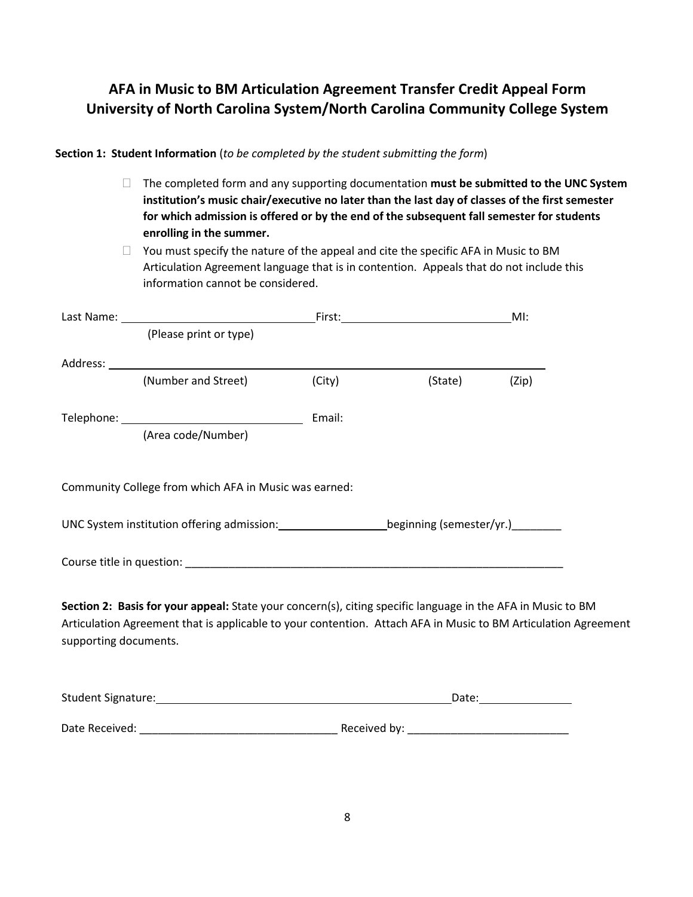## AFA in Music to BM Articulation Agreement Transfer Credit Appeal Form
## University of North Carolina System/North Carolina Community College System

**Section 1: Student Information** (*to be completed by the student submitting the form*)

- The completed form and any supporting documentation **must be submitted to the UNC System institution's music chair/executive no later than the last day of classes of the first semester for which admission is offered or by the end of the subsequent fall semester for students enrolling in the summer.**
- You must specify the nature of the appeal and cite the specific AFA in Music to BM Articulation Agreement language that is in contention. Appeals that do not include this information cannot be considered.

Last Name: ______________________________ First: ____________________________ MI:
(Please print or type)

Address: ____________________________________________________________________
(Number and Street) (City) (State) (Zip)

Telephone: ____________________________ Email:
(Area code/Number)

Community College from which AFA in Music was earned:

UNC System institution offering admission: __________________ beginning (semester/yr.)________

Course title in question: _________________________________________________________________

**Section 2: Basis for your appeal:** State your concern(s), citing specific language in the AFA in Music to BM Articulation Agreement that is applicable to your contention. Attach AFA in Music to BM Articulation Agreement supporting documents.

Student Signature: _________________________________________________ Date: _______________

Date Received: _________________________________ Received by: __________________________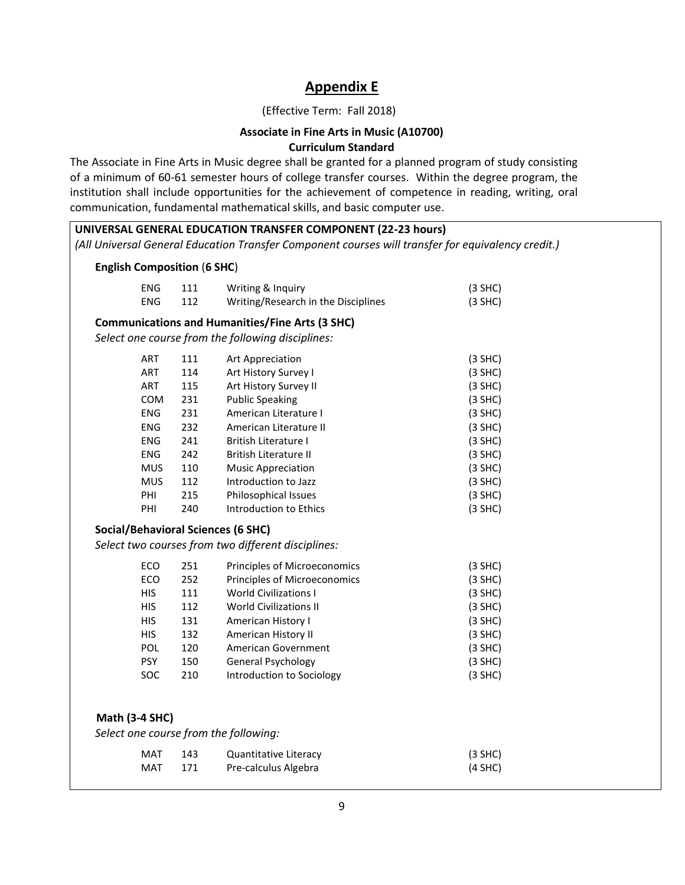# Appendix E

(Effective Term: Fall 2018)

**Associate in Fine Arts in Music (A10700)**
**Curriculum Standard**

The Associate in Fine Arts in Music degree shall be granted for a planned program of study consisting of a minimum of 60-61 semester hours of college transfer courses. Within the degree program, the institution shall include opportunities for the achievement of competence in reading, writing, oral communication, fundamental mathematical skills, and basic computer use.

## UNIVERSAL GENERAL EDUCATION TRANSFER COMPONENT (22-23 hours)

*(All Universal General Education Transfer Component courses will transfer for equivalency credit.)*

### English Composition (6 SHC)

| | | | |
|---|---|---|---|
| ENG | 111 | Writing & Inquiry | (3 SHC) |
| ENG | 112 | Writing/Research in the Disciplines | (3 SHC) |

### Communications and Humanities/Fine Arts (3 SHC)

*Select one course from the following disciplines:*

| | | | |
|---|---|---|---|
| ART | 111 | Art Appreciation | (3 SHC) |
| ART | 114 | Art History Survey I | (3 SHC) |
| ART | 115 | Art History Survey II | (3 SHC) |
| COM | 231 | Public Speaking | (3 SHC) |
| ENG | 231 | American Literature I | (3 SHC) |
| ENG | 232 | American Literature II | (3 SHC) |
| ENG | 241 | British Literature I | (3 SHC) |
| ENG | 242 | British Literature II | (3 SHC) |
| MUS | 110 | Music Appreciation | (3 SHC) |
| MUS | 112 | Introduction to Jazz | (3 SHC) |
| PHI | 215 | Philosophical Issues | (3 SHC) |
| PHI | 240 | Introduction to Ethics | (3 SHC) |

### Social/Behavioral Sciences (6 SHC)

*Select two courses from two different disciplines:*

| | | | |
|---|---|---|---|
| ECO | 251 | Principles of Microeconomics | (3 SHC) |
| ECO | 252 | Principles of Microeconomics | (3 SHC) |
| HIS | 111 | World Civilizations I | (3 SHC) |
| HIS | 112 | World Civilizations II | (3 SHC) |
| HIS | 131 | American History I | (3 SHC) |
| HIS | 132 | American History II | (3 SHC) |
| POL | 120 | American Government | (3 SHC) |
| PSY | 150 | General Psychology | (3 SHC) |
| SOC | 210 | Introduction to Sociology | (3 SHC) |

### Math (3-4 SHC)

*Select one course from the following:*

| | | | |
|---|---|---|---|
| MAT | 143 | Quantitative Literacy | (3 SHC) |
| MAT | 171 | Pre-calculus Algebra | (4 SHC) |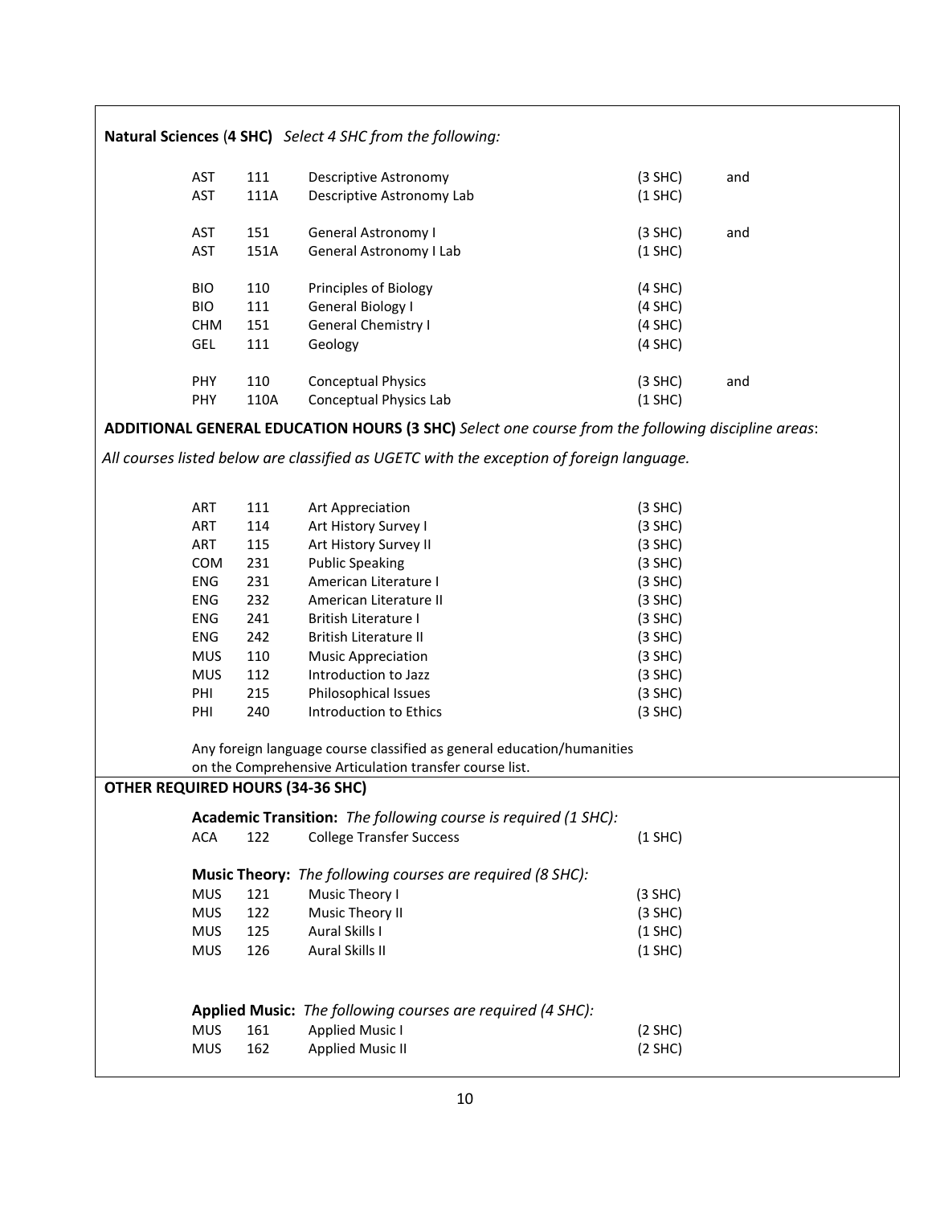**Natural Sciences** (**4 SHC**) *Select 4 SHC from the following:*

| | | | | |
|---|---|---|---|---|
| AST | 111 | Descriptive Astronomy | (3 SHC) | and |
| AST | 111A | Descriptive Astronomy Lab | (1 SHC) | |
| | | | | |
| AST | 151 | General Astronomy I | (3 SHC) | and |
| AST | 151A | General Astronomy I Lab | (1 SHC) | |
| | | | | |
| BIO | 110 | Principles of Biology | (4 SHC) | |
| BIO | 111 | General Biology I | (4 SHC) | |
| CHM | 151 | General Chemistry I | (4 SHC) | |
| GEL | 111 | Geology | (4 SHC) | |
| | | | | |
| PHY | 110 | Conceptual Physics | (3 SHC) | and |
| PHY | 110A | Conceptual Physics Lab | (1 SHC) | |

**ADDITIONAL GENERAL EDUCATION HOURS (3 SHC)** *Select one course from the following discipline areas*:

*All courses listed below are classified as UGETC with the exception of foreign language.*

| | | | |
|---|---|---|---|
| ART | 111 | Art Appreciation | (3 SHC) |
| ART | 114 | Art History Survey I | (3 SHC) |
| ART | 115 | Art History Survey II | (3 SHC) |
| COM | 231 | Public Speaking | (3 SHC) |
| ENG | 231 | American Literature I | (3 SHC) |
| ENG | 232 | American Literature II | (3 SHC) |
| ENG | 241 | British Literature I | (3 SHC) |
| ENG | 242 | British Literature II | (3 SHC) |
| MUS | 110 | Music Appreciation | (3 SHC) |
| MUS | 112 | Introduction to Jazz | (3 SHC) |
| PHI | 215 | Philosophical Issues | (3 SHC) |
| PHI | 240 | Introduction to Ethics | (3 SHC) |

Any foreign language course classified as general education/humanities on the Comprehensive Articulation transfer course list.

**OTHER REQUIRED HOURS (34-36 SHC)**

**Academic Transition:** *The following course is required (1 SHC):*

| | | | |
|---|---|---|---|
| ACA | 122 | College Transfer Success | (1 SHC) |

**Music Theory:** *The following courses are required (8 SHC):*

| | | | |
|---|---|---|---|
| MUS | 121 | Music Theory I | (3 SHC) |
| MUS | 122 | Music Theory II | (3 SHC) |
| MUS | 125 | Aural Skills I | (1 SHC) |
| MUS | 126 | Aural Skills II | (1 SHC) |

**Applied Music:** *The following courses are required (4 SHC):*

| | | | |
|---|---|---|---|
| MUS | 161 | Applied Music I | (2 SHC) |
| MUS | 162 | Applied Music II | (2 SHC) |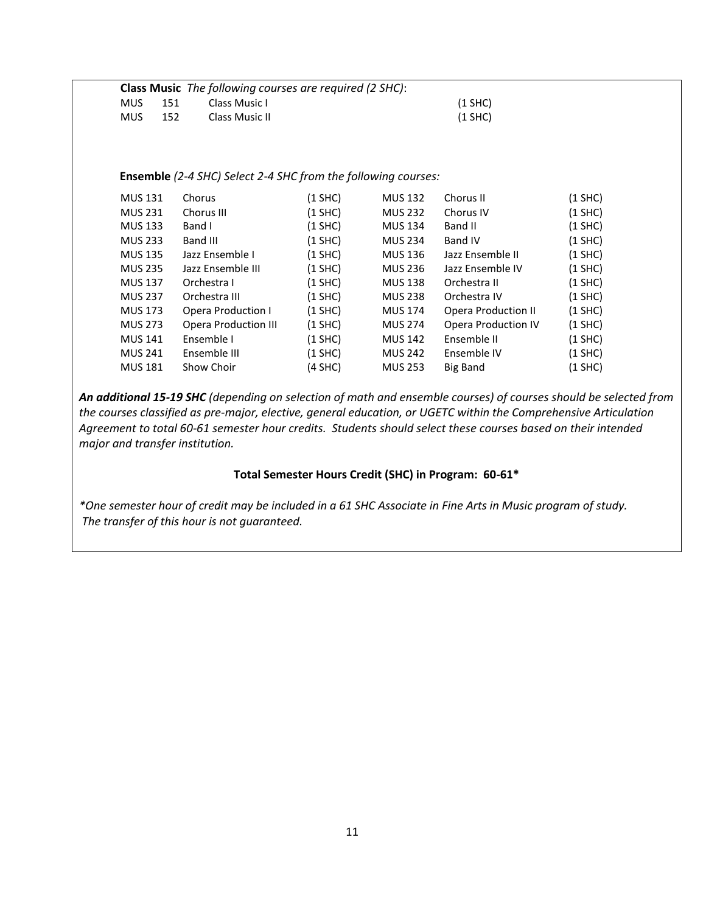**Class Music** *The following courses are required (2 SHC)*:

| | | | |
|---|---|---|---|
| MUS | 151 | Class Music I | (1 SHC) |
| MUS | 152 | Class Music II | (1 SHC) |

**Ensemble** *(2-4 SHC) Select 2-4 SHC from the following courses:*

| | | | | | |
|---|---|---|---|---|---|
| MUS 131 | Chorus | (1 SHC) | MUS 132 | Chorus II | (1 SHC) |
| MUS 231 | Chorus III | (1 SHC) | MUS 232 | Chorus IV | (1 SHC) |
| MUS 133 | Band I | (1 SHC) | MUS 134 | Band II | (1 SHC) |
| MUS 233 | Band III | (1 SHC) | MUS 234 | Band IV | (1 SHC) |
| MUS 135 | Jazz Ensemble I | (1 SHC) | MUS 136 | Jazz Ensemble II | (1 SHC) |
| MUS 235 | Jazz Ensemble III | (1 SHC) | MUS 236 | Jazz Ensemble IV | (1 SHC) |
| MUS 137 | Orchestra I | (1 SHC) | MUS 138 | Orchestra II | (1 SHC) |
| MUS 237 | Orchestra III | (1 SHC) | MUS 238 | Orchestra IV | (1 SHC) |
| MUS 173 | Opera Production I | (1 SHC) | MUS 174 | Opera Production II | (1 SHC) |
| MUS 273 | Opera Production III | (1 SHC) | MUS 274 | Opera Production IV | (1 SHC) |
| MUS 141 | Ensemble I | (1 SHC) | MUS 142 | Ensemble II | (1 SHC) |
| MUS 241 | Ensemble III | (1 SHC) | MUS 242 | Ensemble IV | (1 SHC) |
| MUS 181 | Show Choir | (4 SHC) | MUS 253 | Big Band | (1 SHC) |

***An additional 15-19 SHC*** *(depending on selection of math and ensemble courses) of courses should be selected from the courses classified as pre-major, elective, general education, or UGETC within the Comprehensive Articulation Agreement to total 60-61 semester hour credits. Students should select these courses based on their intended major and transfer institution.*

**Total Semester Hours Credit (SHC) in Program: 60-61\***

*\*One semester hour of credit may be included in a 61 SHC Associate in Fine Arts in Music program of study. The transfer of this hour is not guaranteed.*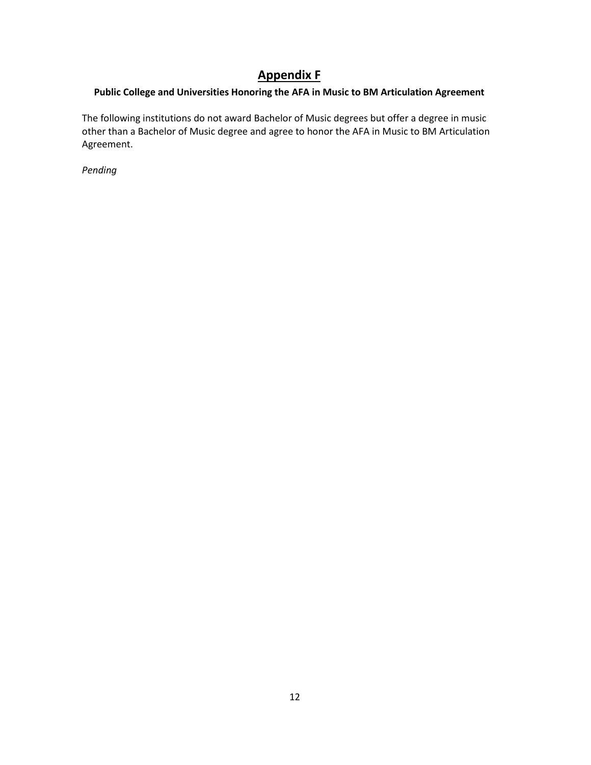# Appendix F

**Public College and Universities Honoring the AFA in Music to BM Articulation Agreement**

The following institutions do not award Bachelor of Music degrees but offer a degree in music other than a Bachelor of Music degree and agree to honor the AFA in Music to BM Articulation Agreement.

*Pending*